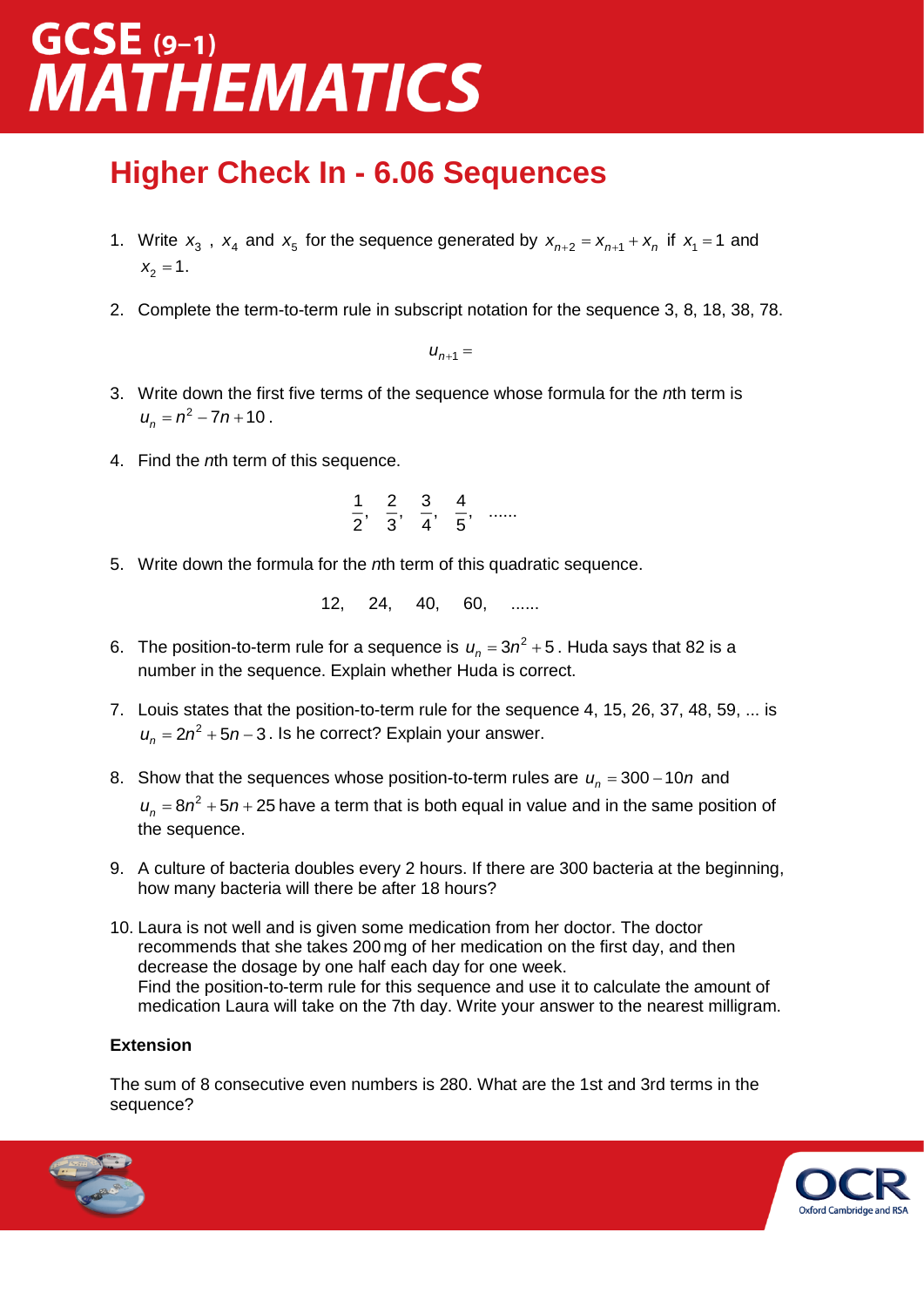# GCSE (9–1) MATHEMATICS

## Higher Check In - 6.06 Sequences

1. Write $x_3$ , $x_4$ and $x_5$ for the sequence generated by $x_{n+2} = x_{n+1} + x_n$ if $x_1 = 1$ and $x_2 = 1$.

2. Complete the term-to-term rule in subscript notation for the sequence 3, 8, 18, 38, 78.

$$u_{n+1} =$$

3. Write down the first five terms of the sequence whose formula for the *n*th term is $u_n = n^2 - 7n + 10$.

4. Find the *n*th term of this sequence.

$$\frac{1}{2},\ \frac{2}{3},\ \frac{3}{4},\ \frac{4}{5},\ \ldots\ldots$$

5. Write down the formula for the *n*th term of this quadratic sequence.

$$12,\quad 24,\quad 40,\quad 60,\quad \ldots\ldots$$

6. The position-to-term rule for a sequence is $u_n = 3n^2 + 5$. Huda says that 82 is a number in the sequence. Explain whether Huda is correct.

7. Louis states that the position-to-term rule for the sequence 4, 15, 26, 37, 48, 59, ... is $u_n = 2n^2 + 5n - 3$. Is he correct? Explain your answer.

8. Show that the sequences whose position-to-term rules are $u_n = 300 - 10n$ and $u_n = 8n^2 + 5n + 25$ have a term that is both equal in value and in the same position of the sequence.

9. A culture of bacteria doubles every 2 hours. If there are 300 bacteria at the beginning, how many bacteria will there be after 18 hours?

10. Laura is not well and is given some medication from her doctor. The doctor recommends that she takes 200 mg of her medication on the first day, and then decrease the dosage by one half each day for one week.
Find the position-to-term rule for this sequence and use it to calculate the amount of medication Laura will take on the 7th day. Write your answer to the nearest milligram.

**Extension**

The sum of 8 consecutive even numbers is 280. What are the 1st and 3rd terms in the sequence?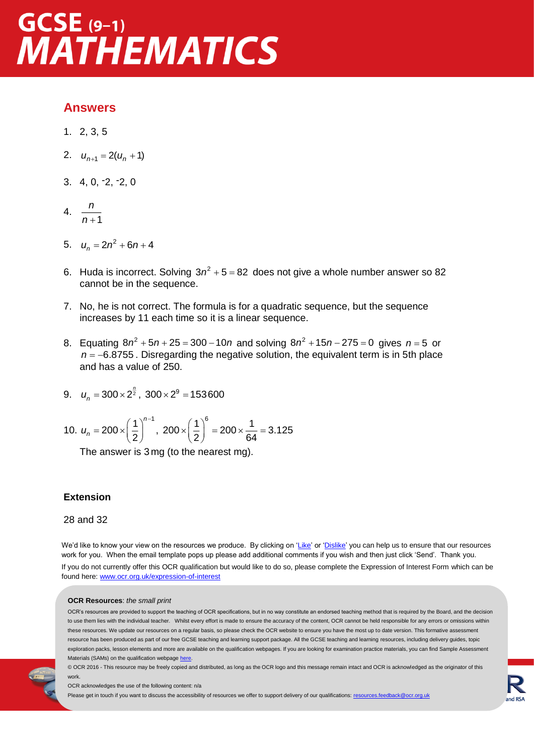## Answers

1. 2, 3, 5

2. $u_{n+1} = 2(u_n + 1)$

3. 4, 0, $^-$2, $^-$2, 0

4. $\dfrac{n}{n+1}$

5. $u_n = 2n^2 + 6n + 4$

6. Huda is incorrect. Solving $3n^2 + 5 = 82$ does not give a whole number answer so 82 cannot be in the sequence.

7. No, he is not correct. The formula is for a quadratic sequence, but the sequence increases by 11 each time so it is a linear sequence.

8. Equating $8n^2 + 5n + 25 = 300 - 10n$ and solving $8n^2 + 15n - 275 = 0$ gives $n = 5$ or $n = -6.8755$. Disregarding the negative solution, the equivalent term is in 5th place and has a value of 250.

9. $u_n = 300 \times 2^{\frac{n}{2}}$, $300 \times 2^9 = 153\,600$

10. $u_n = 200 \times \left(\dfrac{1}{2}\right)^{n-1}$, $200 \times \left(\dfrac{1}{2}\right)^6 = 200 \times \dfrac{1}{64} = 3.125$

    The answer is 3 mg (to the nearest mg).

### Extension

28 and 32

We'd like to know your view on the resources we produce. By clicking on 'Like' or 'Dislike' you can help us to ensure that our resources work for you. When the email template pops up please add additional comments if you wish and then just click 'Send'. Thank you.

If you do not currently offer this OCR qualification but would like to do so, please complete the Expression of Interest Form which can be found here: www.ocr.org.uk/expression-of-interest

**OCR Resources**: *the small print*

OCR's resources are provided to support the teaching of OCR specifications, but in no way constitute an endorsed teaching method that is required by the Board, and the decision to use them lies with the individual teacher. Whilst every effort is made to ensure the accuracy of the content, OCR cannot be held responsible for any errors or omissions within these resources. We update our resources on a regular basis, so please check the OCR website to ensure you have the most up to date version. This formative assessment resource has been produced as part of our free GCSE teaching and learning support package. All the GCSE teaching and learning resources, including delivery guides, topic exploration packs, lesson elements and more are available on the qualification webpages. If you are looking for examination practice materials, you can find Sample Assessment Materials (SAMs) on the qualification webpage here.

© OCR 2016 - This resource may be freely copied and distributed, as long as the OCR logo and this message remain intact and OCR is acknowledged as the originator of this work.

OCR acknowledges the use of the following content: n/a

Please get in touch if you want to discuss the accessibility of resources we offer to support delivery of our qualifications: resources.feedback@ocr.org.uk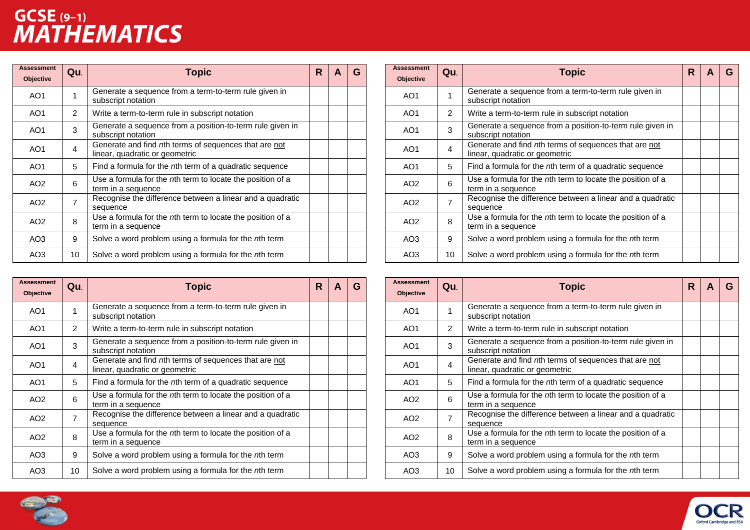# GCSE (9–1) MATHEMATICS

| Assessment Objective | Qu. | Topic | R | A | G |
|---|---|---|---|---|---|
| AO1 | 1 | Generate a sequence from a term-to-term rule given in subscript notation | | | |
| AO1 | 2 | Write a term-to-term rule in subscript notation | | | |
| AO1 | 3 | Generate a sequence from a position-to-term rule given in subscript notation | | | |
| AO1 | 4 | Generate and find *n*th terms of sequences that are not linear, quadratic or geometric | | | |
| AO1 | 5 | Find a formula for the *n*th term of a quadratic sequence | | | |
| AO2 | 6 | Use a formula for the *n*th term to locate the position of a term in a sequence | | | |
| AO2 | 7 | Recognise the difference between a linear and a quadratic sequence | | | |
| AO2 | 8 | Use a formula for the *n*th term to locate the position of a term in a sequence | | | |
| AO3 | 9 | Solve a word problem using a formula for the *n*th term | | | |
| AO3 | 10 | Solve a word problem using a formula for the *n*th term | | | |

| Assessment Objective | Qu. | Topic | R | A | G |
|---|---|---|---|---|---|
| AO1 | 1 | Generate a sequence from a term-to-term rule given in subscript notation | | | |
| AO1 | 2 | Write a term-to-term rule in subscript notation | | | |
| AO1 | 3 | Generate a sequence from a position-to-term rule given in subscript notation | | | |
| AO1 | 4 | Generate and find *n*th terms of sequences that are not linear, quadratic or geometric | | | |
| AO1 | 5 | Find a formula for the *n*th term of a quadratic sequence | | | |
| AO2 | 6 | Use a formula for the *n*th term to locate the position of a term in a sequence | | | |
| AO2 | 7 | Recognise the difference between a linear and a quadratic sequence | | | |
| AO2 | 8 | Use a formula for the *n*th term to locate the position of a term in a sequence | | | |
| AO3 | 9 | Solve a word problem using a formula for the *n*th term | | | |
| AO3 | 10 | Solve a word problem using a formula for the *n*th term | | | |

| Assessment Objective | Qu. | Topic | R | A | G |
|---|---|---|---|---|---|
| AO1 | 1 | Generate a sequence from a term-to-term rule given in subscript notation | | | |
| AO1 | 2 | Write a term-to-term rule in subscript notation | | | |
| AO1 | 3 | Generate a sequence from a position-to-term rule given in subscript notation | | | |
| AO1 | 4 | Generate and find *n*th terms of sequences that are not linear, quadratic or geometric | | | |
| AO1 | 5 | Find a formula for the *n*th term of a quadratic sequence | | | |
| AO2 | 6 | Use a formula for the *n*th term to locate the position of a term in a sequence | | | |
| AO2 | 7 | Recognise the difference between a linear and a quadratic sequence | | | |
| AO2 | 8 | Use a formula for the *n*th term to locate the position of a term in a sequence | | | |
| AO3 | 9 | Solve a word problem using a formula for the *n*th term | | | |
| AO3 | 10 | Solve a word problem using a formula for the *n*th term | | | |

| Assessment Objective | Qu. | Topic | R | A | G |
|---|---|---|---|---|---|
| AO1 | 1 | Generate a sequence from a term-to-term rule given in subscript notation | | | |
| AO1 | 2 | Write a term-to-term rule in subscript notation | | | |
| AO1 | 3 | Generate a sequence from a position-to-term rule given in subscript notation | | | |
| AO1 | 4 | Generate and find *n*th terms of sequences that are not linear, quadratic or geometric | | | |
| AO1 | 5 | Find a formula for the *n*th term of a quadratic sequence | | | |
| AO2 | 6 | Use a formula for the *n*th term to locate the position of a term in a sequence | | | |
| AO2 | 7 | Recognise the difference between a linear and a quadratic sequence | | | |
| AO2 | 8 | Use a formula for the *n*th term to locate the position of a term in a sequence | | | |
| AO3 | 9 | Solve a word problem using a formula for the *n*th term | | | |
| AO3 | 10 | Solve a word problem using a formula for the *n*th term | | | |

OCR
Oxford Cambridge and RSA